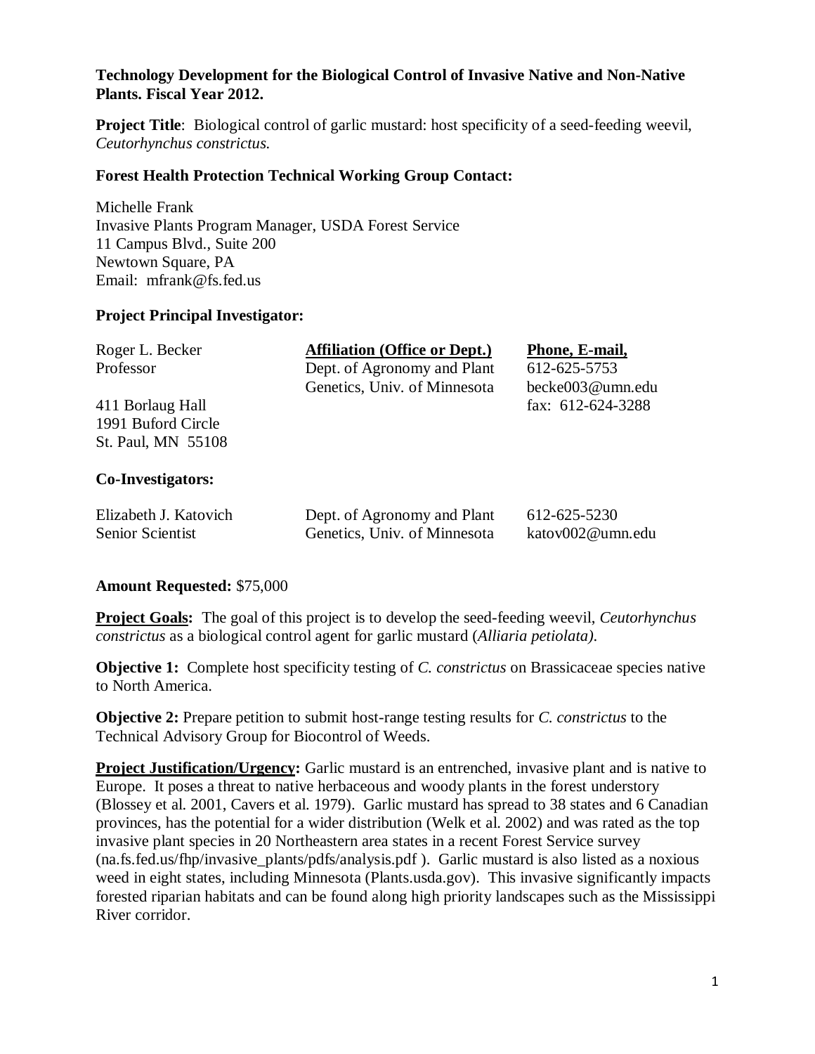**Technology Development for the Biological Control of Invasive Native and Non-Native Plants. Fiscal Year 2012.**

**Project Title**: Biological control of garlic mustard: host specificity of a seed-feeding weevil, *Ceutorhynchus constrictus.*

**Forest Health Protection Technical Working Group Contact:**

Michelle Frank
Invasive Plants Program Manager, USDA Forest Service
11 Campus Blvd., Suite 200
Newtown Square, PA
Email: mfrank@fs.fed.us

**Project Principal Investigator:**

| Roger L. Becker | **Affiliation (Office or Dept.)** | **Phone, E-mail,** |
|---|---|---|
| Professor | Dept. of Agronomy and Plant Genetics, Univ. of Minnesota | 612-625-5753<br>becke003@umn.edu |
| 411 Borlaug Hall<br>1991 Buford Circle<br>St. Paul, MN 55108 | | fax: 612-624-3288 |

**Co-Investigators:**

| | | |
|---|---|---|
| Elizabeth J. Katovich<br>Senior Scientist | Dept. of Agronomy and Plant Genetics, Univ. of Minnesota | 612-625-5230<br>katov002@umn.edu |

**Amount Requested:** $75,000

**Project Goals:** The goal of this project is to develop the seed-feeding weevil, *Ceutorhynchus constrictus* as a biological control agent for garlic mustard (*Alliaria petiolata).*

**Objective 1:** Complete host specificity testing of *C. constrictus* on Brassicaceae species native to North America.

**Objective 2:** Prepare petition to submit host-range testing results for *C. constrictus* to the Technical Advisory Group for Biocontrol of Weeds.

**Project Justification/Urgency:** Garlic mustard is an entrenched, invasive plant and is native to Europe. It poses a threat to native herbaceous and woody plants in the forest understory (Blossey et al. 2001, Cavers et al. 1979). Garlic mustard has spread to 38 states and 6 Canadian provinces, has the potential for a wider distribution (Welk et al. 2002) and was rated as the top invasive plant species in 20 Northeastern area states in a recent Forest Service survey (na.fs.fed.us/fhp/invasive_plants/pdfs/analysis.pdf ). Garlic mustard is also listed as a noxious weed in eight states, including Minnesota (Plants.usda.gov). This invasive significantly impacts forested riparian habitats and can be found along high priority landscapes such as the Mississippi River corridor.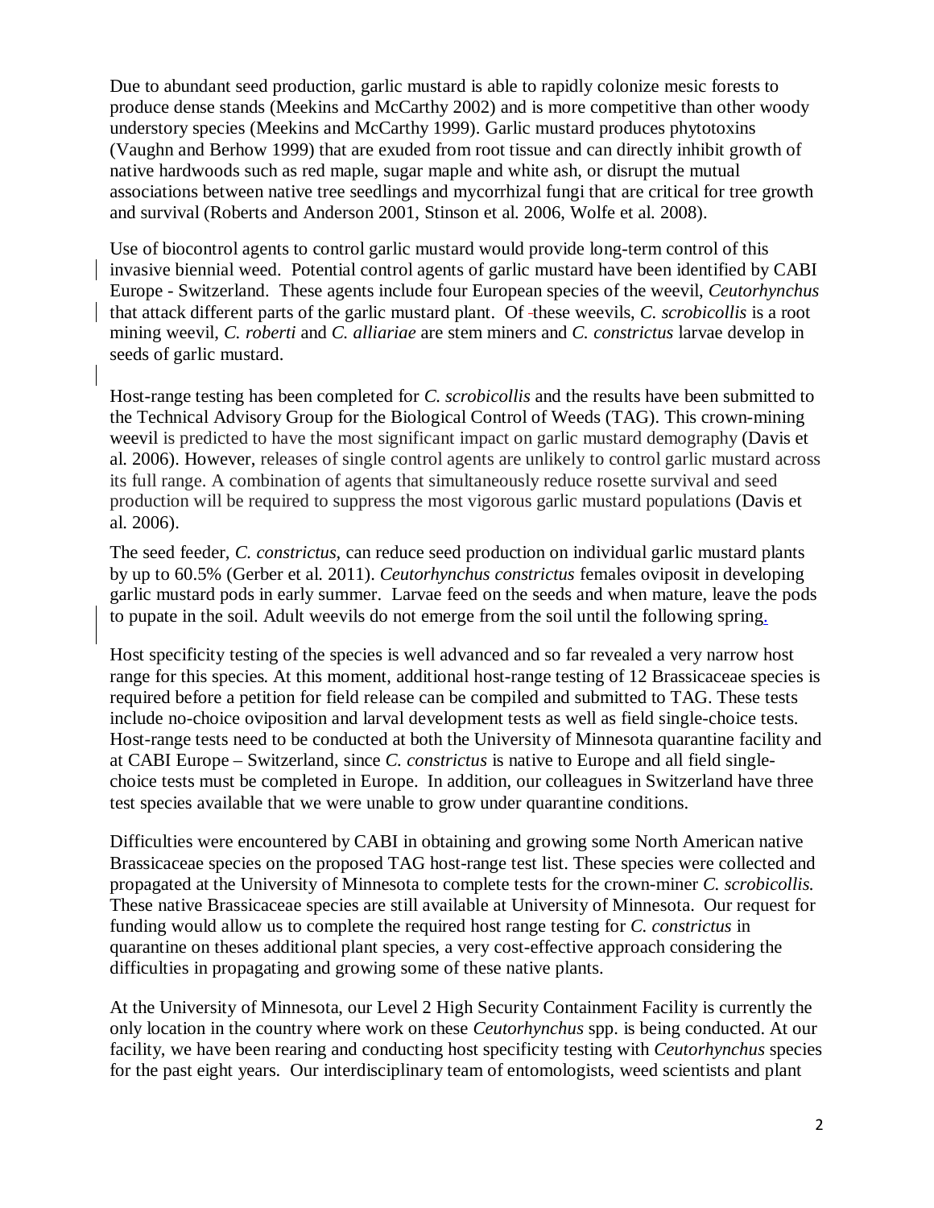Due to abundant seed production, garlic mustard is able to rapidly colonize mesic forests to produce dense stands (Meekins and McCarthy 2002) and is more competitive than other woody understory species (Meekins and McCarthy 1999). Garlic mustard produces phytotoxins (Vaughn and Berhow 1999) that are exuded from root tissue and can directly inhibit growth of native hardwoods such as red maple, sugar maple and white ash, or disrupt the mutual associations between native tree seedlings and mycorrhizal fungi that are critical for tree growth and survival (Roberts and Anderson 2001, Stinson et al. 2006, Wolfe et al. 2008).

Use of biocontrol agents to control garlic mustard would provide long-term control of this invasive biennial weed. Potential control agents of garlic mustard have been identified by CABI Europe - Switzerland. These agents include four European species of the weevil, *Ceutorhynchus* that attack different parts of the garlic mustard plant. Of these weevils, *C. scrobicollis* is a root mining weevil, *C. roberti* and *C. alliariae* are stem miners and *C. constrictus* larvae develop in seeds of garlic mustard.

Host-range testing has been completed for *C. scrobicollis* and the results have been submitted to the Technical Advisory Group for the Biological Control of Weeds (TAG). This crown-mining weevil is predicted to have the most significant impact on garlic mustard demography (Davis et al. 2006). However, releases of single control agents are unlikely to control garlic mustard across its full range. A combination of agents that simultaneously reduce rosette survival and seed production will be required to suppress the most vigorous garlic mustard populations (Davis et al. 2006).

The seed feeder, *C. constrictus,* can reduce seed production on individual garlic mustard plants by up to 60.5% (Gerber et al. 2011). *Ceutorhynchus constrictus* females oviposit in developing garlic mustard pods in early summer. Larvae feed on the seeds and when mature, leave the pods to pupate in the soil. Adult weevils do not emerge from the soil until the following spring.

Host specificity testing of the species is well advanced and so far revealed a very narrow host range for this species. At this moment, additional host-range testing of 12 Brassicaceae species is required before a petition for field release can be compiled and submitted to TAG. These tests include no-choice oviposition and larval development tests as well as field single-choice tests. Host-range tests need to be conducted at both the University of Minnesota quarantine facility and at CABI Europe – Switzerland, since *C. constrictus* is native to Europe and all field single-choice tests must be completed in Europe. In addition, our colleagues in Switzerland have three test species available that we were unable to grow under quarantine conditions.

Difficulties were encountered by CABI in obtaining and growing some North American native Brassicaceae species on the proposed TAG host-range test list. These species were collected and propagated at the University of Minnesota to complete tests for the crown-miner *C. scrobicollis.* These native Brassicaceae species are still available at University of Minnesota. Our request for funding would allow us to complete the required host range testing for *C. constrictus* in quarantine on theses additional plant species, a very cost-effective approach considering the difficulties in propagating and growing some of these native plants.

At the University of Minnesota, our Level 2 High Security Containment Facility is currently the only location in the country where work on these *Ceutorhynchus* spp. is being conducted. At our facility, we have been rearing and conducting host specificity testing with *Ceutorhynchus* species for the past eight years. Our interdisciplinary team of entomologists, weed scientists and plant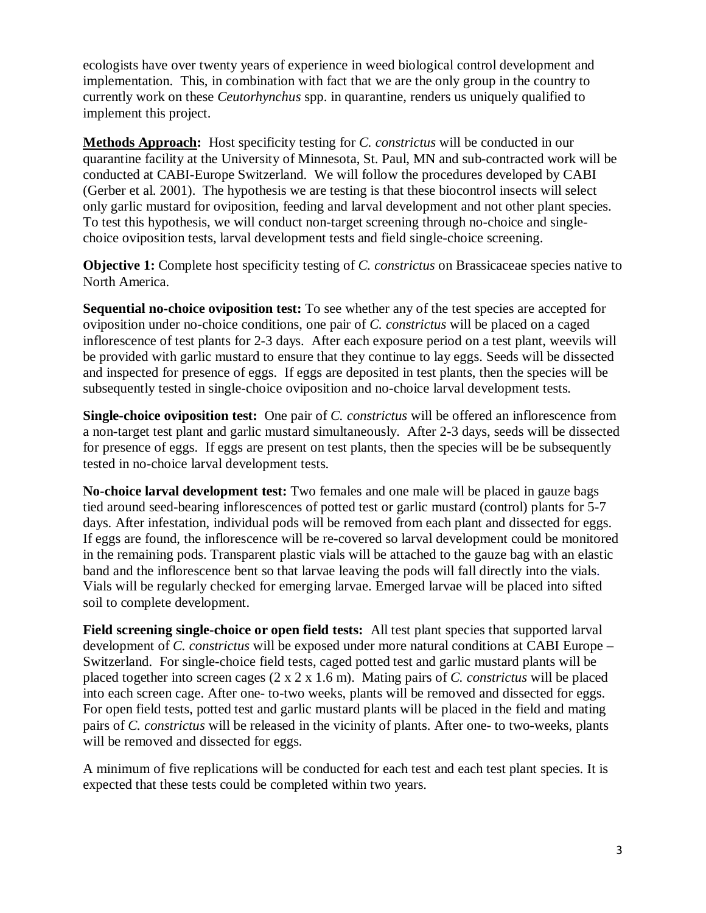ecologists have over twenty years of experience in weed biological control development and implementation. This, in combination with fact that we are the only group in the country to currently work on these *Ceutorhynchus* spp. in quarantine, renders us uniquely qualified to implement this project.

**Methods Approach:** Host specificity testing for *C. constrictus* will be conducted in our quarantine facility at the University of Minnesota, St. Paul, MN and sub-contracted work will be conducted at CABI-Europe Switzerland. We will follow the procedures developed by CABI (Gerber et al. 2001). The hypothesis we are testing is that these biocontrol insects will select only garlic mustard for oviposition, feeding and larval development and not other plant species. To test this hypothesis, we will conduct non-target screening through no-choice and single-choice oviposition tests, larval development tests and field single-choice screening.

**Objective 1:** Complete host specificity testing of *C. constrictus* on Brassicaceae species native to North America.

**Sequential no-choice oviposition test:** To see whether any of the test species are accepted for oviposition under no-choice conditions, one pair of *C. constrictus* will be placed on a caged inflorescence of test plants for 2-3 days. After each exposure period on a test plant, weevils will be provided with garlic mustard to ensure that they continue to lay eggs. Seeds will be dissected and inspected for presence of eggs. If eggs are deposited in test plants, then the species will be subsequently tested in single-choice oviposition and no-choice larval development tests.

**Single-choice oviposition test:** One pair of *C. constrictus* will be offered an inflorescence from a non-target test plant and garlic mustard simultaneously. After 2-3 days, seeds will be dissected for presence of eggs. If eggs are present on test plants, then the species will be be subsequently tested in no-choice larval development tests.

**No-choice larval development test:** Two females and one male will be placed in gauze bags tied around seed-bearing inflorescences of potted test or garlic mustard (control) plants for 5-7 days. After infestation, individual pods will be removed from each plant and dissected for eggs. If eggs are found, the inflorescence will be re-covered so larval development could be monitored in the remaining pods. Transparent plastic vials will be attached to the gauze bag with an elastic band and the inflorescence bent so that larvae leaving the pods will fall directly into the vials. Vials will be regularly checked for emerging larvae. Emerged larvae will be placed into sifted soil to complete development.

**Field screening single-choice or open field tests:** All test plant species that supported larval development of *C. constrictus* will be exposed under more natural conditions at CABI Europe – Switzerland. For single-choice field tests, caged potted test and garlic mustard plants will be placed together into screen cages (2 x 2 x 1.6 m). Mating pairs of *C. constrictus* will be placed into each screen cage. After one- to-two weeks, plants will be removed and dissected for eggs. For open field tests, potted test and garlic mustard plants will be placed in the field and mating pairs of *C. constrictus* will be released in the vicinity of plants. After one- to two-weeks, plants will be removed and dissected for eggs.

A minimum of five replications will be conducted for each test and each test plant species. It is expected that these tests could be completed within two years.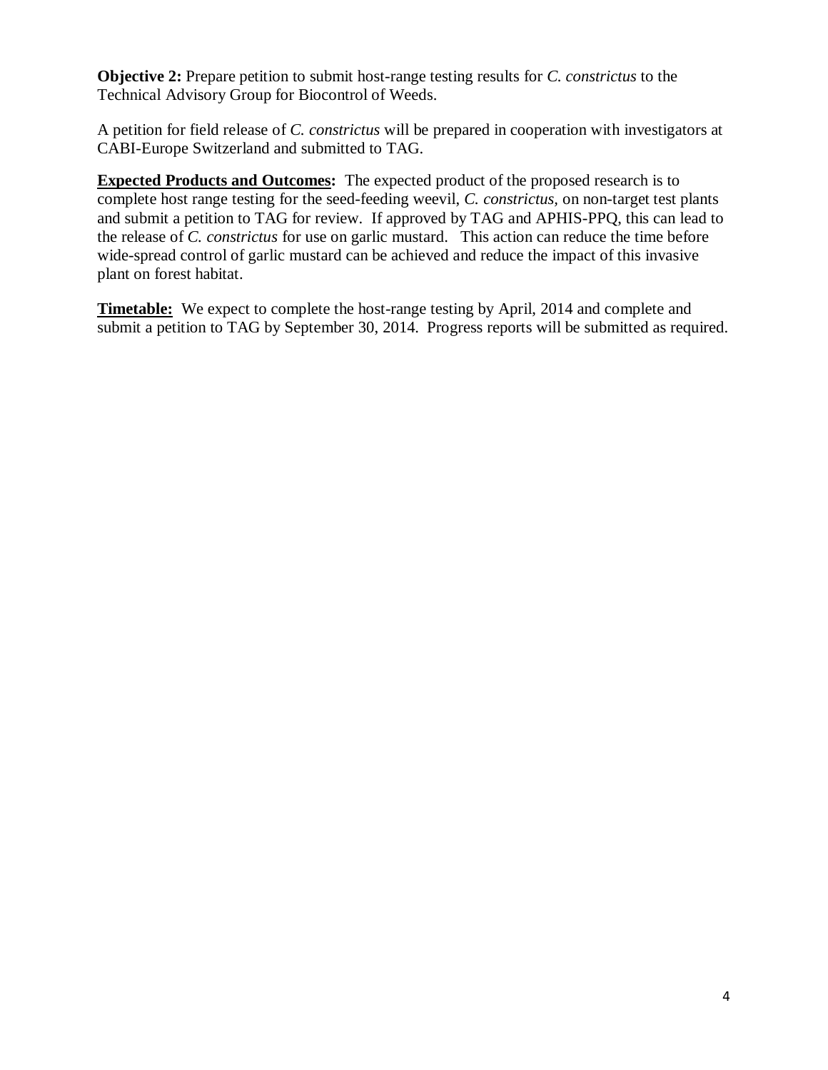**Objective 2:** Prepare petition to submit host-range testing results for *C. constrictus* to the Technical Advisory Group for Biocontrol of Weeds.

A petition for field release of *C. constrictus* will be prepared in cooperation with investigators at CABI-Europe Switzerland and submitted to TAG.

**Expected Products and Outcomes:** The expected product of the proposed research is to complete host range testing for the seed-feeding weevil, *C. constrictus*, on non-target test plants and submit a petition to TAG for review. If approved by TAG and APHIS-PPQ, this can lead to the release of *C. constrictus* for use on garlic mustard. This action can reduce the time before wide-spread control of garlic mustard can be achieved and reduce the impact of this invasive plant on forest habitat.

**Timetable:** We expect to complete the host-range testing by April, 2014 and complete and submit a petition to TAG by September 30, 2014. Progress reports will be submitted as required.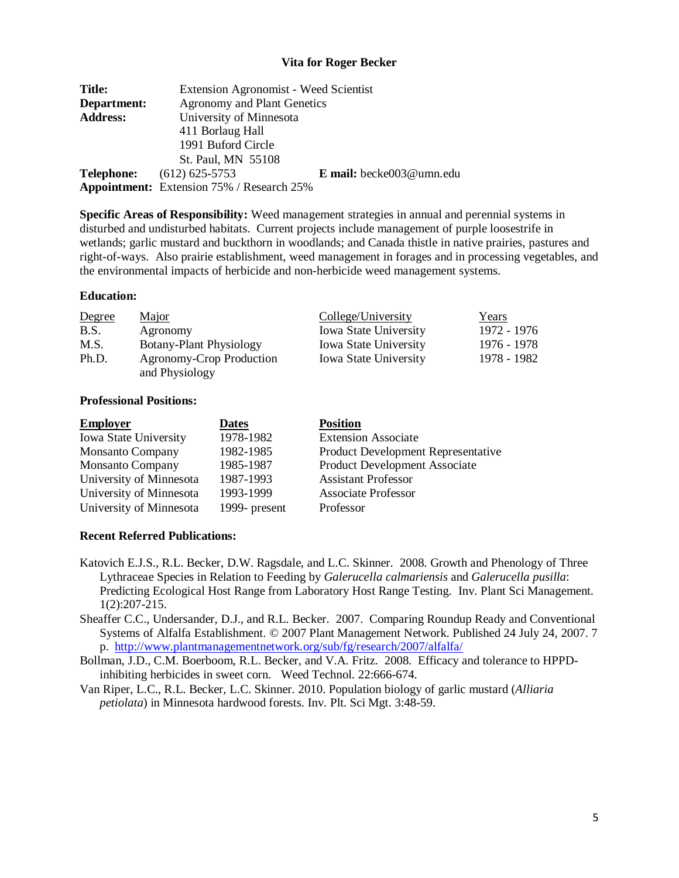## Vita for Roger Becker

**Title:** Extension Agronomist - Weed Scientist
**Department:** Agronomy and Plant Genetics
**Address:** University of Minnesota
411 Borlaug Hall
1991 Buford Circle
St. Paul, MN 55108
**Telephone:** (612) 625-5753 **E mail:** becke003@umn.edu
**Appointment:** Extension 75% / Research 25%

**Specific Areas of Responsibility:** Weed management strategies in annual and perennial systems in disturbed and undisturbed habitats. Current projects include management of purple loosestrife in wetlands; garlic mustard and buckthorn in woodlands; and Canada thistle in native prairies, pastures and right-of-ways. Also prairie establishment, weed management in forages and in processing vegetables, and the environmental impacts of herbicide and non-herbicide weed management systems.

**Education:**

| Degree | Major | College/University | Years |
|---|---|---|---|
| B.S. | Agronomy | Iowa State University | 1972 - 1976 |
| M.S. | Botany-Plant Physiology | Iowa State University | 1976 - 1978 |
| Ph.D. | Agronomy-Crop Production and Physiology | Iowa State University | 1978 - 1982 |

**Professional Positions:**

| Employer | Dates | Position |
|---|---|---|
| Iowa State University | 1978-1982 | Extension Associate |
| Monsanto Company | 1982-1985 | Product Development Representative |
| Monsanto Company | 1985-1987 | Product Development Associate |
| University of Minnesota | 1987-1993 | Assistant Professor |
| University of Minnesota | 1993-1999 | Associate Professor |
| University of Minnesota | 1999- present | Professor |

**Recent Referred Publications:**

Katovich E.J.S., R.L. Becker, D.W. Ragsdale, and L.C. Skinner. 2008. Growth and Phenology of Three Lythraceae Species in Relation to Feeding by *Galerucella calmariensis* and *Galerucella pusilla*: Predicting Ecological Host Range from Laboratory Host Range Testing. Inv. Plant Sci Management. 1(2):207-215.

Sheaffer C.C., Undersander, D.J., and R.L. Becker. 2007. Comparing Roundup Ready and Conventional Systems of Alfalfa Establishment. © 2007 Plant Management Network. Published 24 July 24, 2007. 7 p. http://www.plantmanagementnetwork.org/sub/fg/research/2007/alfalfa/

Bollman, J.D., C.M. Boerboom, R.L. Becker, and V.A. Fritz. 2008. Efficacy and tolerance to HPPD-inhibiting herbicides in sweet corn. Weed Technol. 22:666-674.

Van Riper, L.C., R.L. Becker, L.C. Skinner. 2010. Population biology of garlic mustard (*Alliaria petiolata*) in Minnesota hardwood forests. Inv. Plt. Sci Mgt. 3:48-59.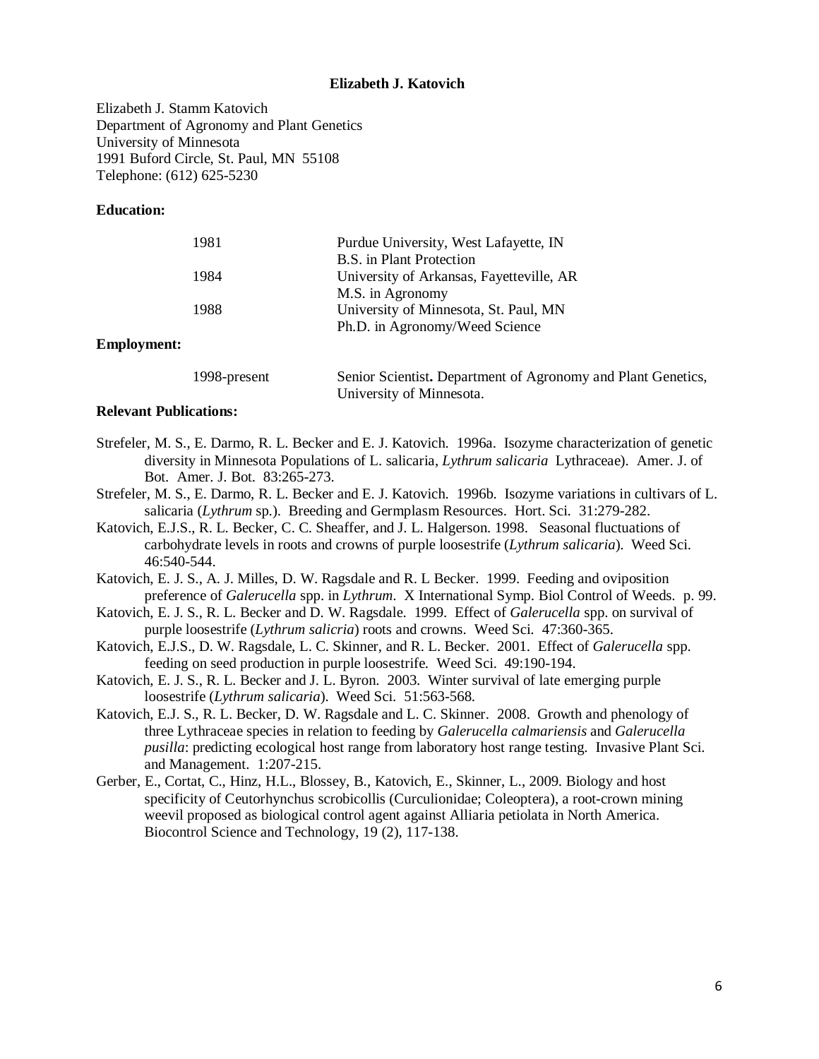**Elizabeth J. Katovich**

Elizabeth J. Stamm Katovich
Department of Agronomy and Plant Genetics
University of Minnesota
1991 Buford Circle, St. Paul, MN 55108
Telephone: (612) 625-5230

**Education:**

| | |
|---|---|
| 1981 | Purdue University, West Lafayette, IN<br>B.S. in Plant Protection |
| 1984 | University of Arkansas, Fayetteville, AR<br>M.S. in Agronomy |
| 1988 | University of Minnesota, St. Paul, MN<br>Ph.D. in Agronomy/Weed Science |

**Employment:**

| | |
|---|---|
| 1998-present | Senior Scientist**.** Department of Agronomy and Plant Genetics, University of Minnesota. |

**Relevant Publications:**

Strefeler, M. S., E. Darmo, R. L. Becker and E. J. Katovich. 1996a. Isozyme characterization of genetic diversity in Minnesota Populations of L. salicaria, *Lythrum salicaria* Lythraceae). Amer. J. of Bot. Amer. J. Bot. 83:265-273.

Strefeler, M. S., E. Darmo, R. L. Becker and E. J. Katovich. 1996b. Isozyme variations in cultivars of L. salicaria (*Lythrum* sp.). Breeding and Germplasm Resources. Hort. Sci. 31:279-282.

Katovich, E.J.S., R. L. Becker, C. C. Sheaffer, and J. L. Halgerson. 1998. Seasonal fluctuations of carbohydrate levels in roots and crowns of purple loosestrife (*Lythrum salicaria*). Weed Sci. 46:540-544.

Katovich, E. J. S., A. J. Milles, D. W. Ragsdale and R. L Becker. 1999. Feeding and oviposition preference of *Galerucella* spp. in *Lythrum*. X International Symp. Biol Control of Weeds. p. 99.

Katovich, E. J. S., R. L. Becker and D. W. Ragsdale. 1999. Effect of *Galerucella* spp. on survival of purple loosestrife (*Lythrum salicria*) roots and crowns. Weed Sci. 47:360-365.

Katovich, E.J.S., D. W. Ragsdale, L. C. Skinner, and R. L. Becker. 2001. Effect of *Galerucella* spp. feeding on seed production in purple loosestrife. Weed Sci. 49:190-194.

Katovich, E. J. S., R. L. Becker and J. L. Byron. 2003. Winter survival of late emerging purple loosestrife (*Lythrum salicaria*). Weed Sci. 51:563-568.

Katovich, E.J. S., R. L. Becker, D. W. Ragsdale and L. C. Skinner. 2008. Growth and phenology of three Lythraceae species in relation to feeding by *Galerucella calmariensis* and *Galerucella pusilla*: predicting ecological host range from laboratory host range testing. Invasive Plant Sci. and Management. 1:207-215.

Gerber, E., Cortat, C., Hinz, H.L., Blossey, B., Katovich, E., Skinner, L., 2009. Biology and host specificity of Ceutorhynchus scrobicollis (Curculionidae; Coleoptera), a root-crown mining weevil proposed as biological control agent against Alliaria petiolata in North America. Biocontrol Science and Technology, 19 (2), 117-138.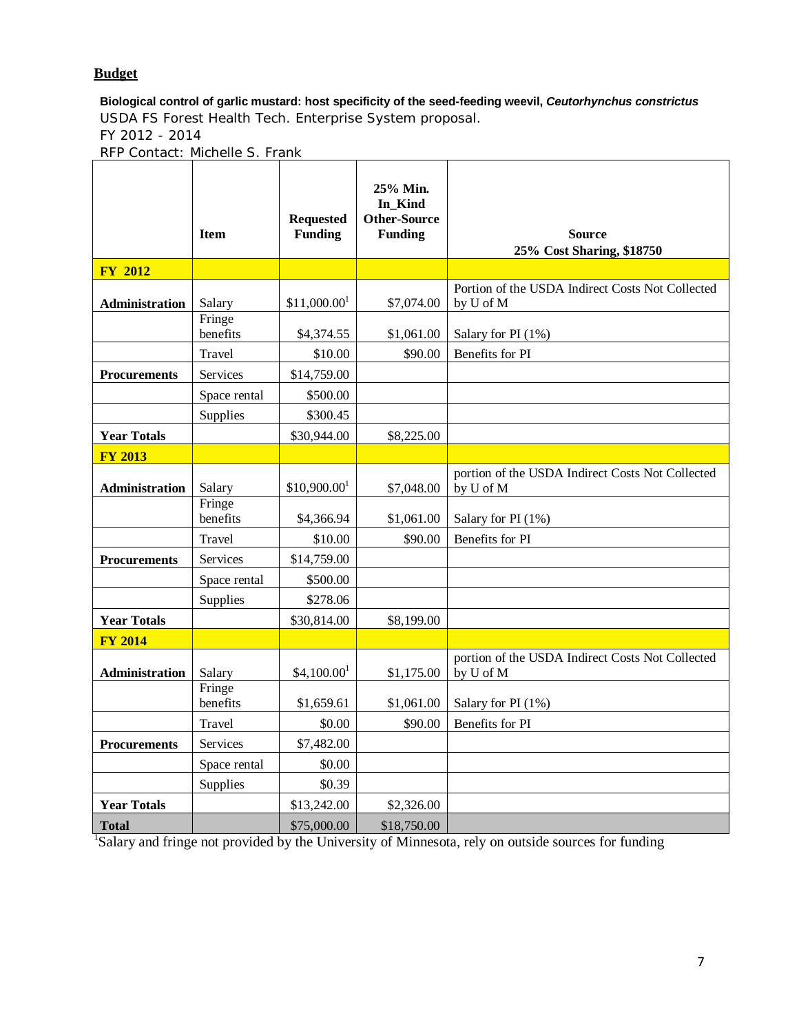## Budget

**Biological control of garlic mustard: host specificity of the seed-feeding weevil, *Ceutorhynchus constrictus***
USDA FS Forest Health Tech. Enterprise System proposal.
FY 2012 - 2014
RFP Contact: Michelle S. Frank

| | Item | Requested Funding | 25% Min. In_Kind Other-Source Funding | Source 25% Cost Sharing, $18750 |
|---|---|---|---|---|
| **FY 2012** | | | | |
| **Administration** | Salary | $11,000.00[1] | $7,074.00 | Portion of the USDA Indirect Costs Not Collected by U of M |
| | Fringe benefits | $4,374.55 | $1,061.00 | Salary for PI (1%) |
| | Travel | $10.00 | $90.00 | Benefits for PI |
| **Procurements** | Services | $14,759.00 | | |
| | Space rental | $500.00 | | |
| | Supplies | $300.45 | | |
| **Year Totals** | | $30,944.00 | $8,225.00 | |
| **FY 2013** | | | | |
| **Administration** | Salary | $10,900.00[1] | $7,048.00 | portion of the USDA Indirect Costs Not Collected by U of M |
| | Fringe benefits | $4,366.94 | $1,061.00 | Salary for PI (1%) |
| | Travel | $10.00 | $90.00 | Benefits for PI |
| **Procurements** | Services | $14,759.00 | | |
| | Space rental | $500.00 | | |
| | Supplies | $278.06 | | |
| **Year Totals** | | $30,814.00 | $8,199.00 | |
| **FY 2014** | | | | |
| **Administration** | Salary | $4,100.00[1] | $1,175.00 | portion of the USDA Indirect Costs Not Collected by U of M |
| | Fringe benefits | $1,659.61 | $1,061.00 | Salary for PI (1%) |
| | Travel | $0.00 | $90.00 | Benefits for PI |
| **Procurements** | Services | $7,482.00 | | |
| | Space rental | $0.00 | | |
| | Supplies | $0.39 | | |
| **Year Totals** | | $13,242.00 | $2,326.00 | |
| **Total** | | $75,000.00 | $18,750.00 | |

[1]Salary and fringe not provided by the University of Minnesota, rely on outside sources for funding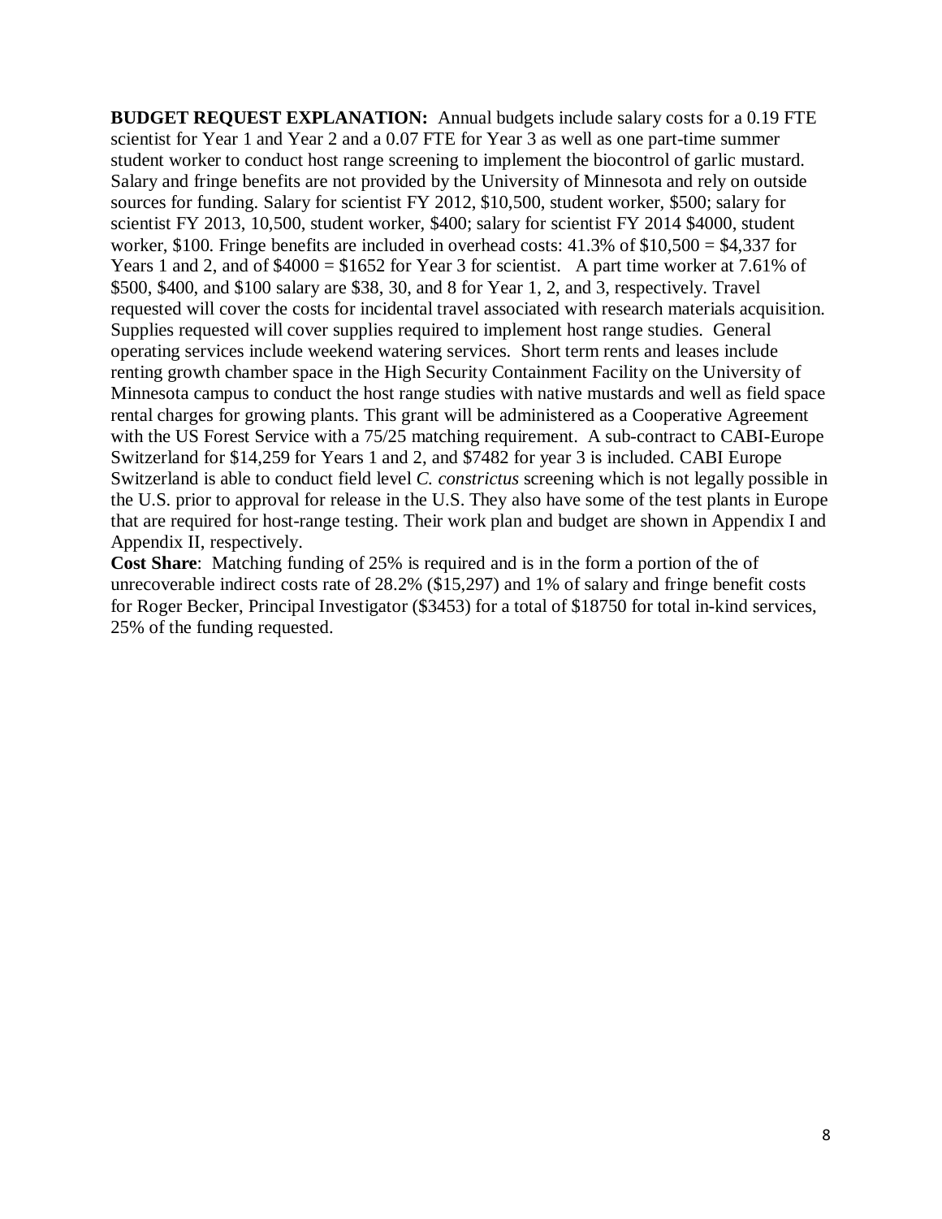**BUDGET REQUEST EXPLANATION:** Annual budgets include salary costs for a 0.19 FTE scientist for Year 1 and Year 2 and a 0.07 FTE for Year 3 as well as one part-time summer student worker to conduct host range screening to implement the biocontrol of garlic mustard. Salary and fringe benefits are not provided by the University of Minnesota and rely on outside sources for funding. Salary for scientist FY 2012, $10,500, student worker, $500; salary for scientist FY 2013, 10,500, student worker, $400; salary for scientist FY 2014 $4000, student worker, $100. Fringe benefits are included in overhead costs: 41.3% of $10,500 = $4,337 for Years 1 and 2, and of $4000 = $1652 for Year 3 for scientist. A part time worker at 7.61% of $500, $400, and $100 salary are $38, 30, and 8 for Year 1, 2, and 3, respectively. Travel requested will cover the costs for incidental travel associated with research materials acquisition. Supplies requested will cover supplies required to implement host range studies. General operating services include weekend watering services. Short term rents and leases include renting growth chamber space in the High Security Containment Facility on the University of Minnesota campus to conduct the host range studies with native mustards and well as field space rental charges for growing plants. This grant will be administered as a Cooperative Agreement with the US Forest Service with a 75/25 matching requirement. A sub-contract to CABI-Europe Switzerland for $14,259 for Years 1 and 2, and $7482 for year 3 is included. CABI Europe Switzerland is able to conduct field level *C. constrictus* screening which is not legally possible in the U.S. prior to approval for release in the U.S. They also have some of the test plants in Europe that are required for host-range testing. Their work plan and budget are shown in Appendix I and Appendix II, respectively.

**Cost Share**: Matching funding of 25% is required and is in the form a portion of the of unrecoverable indirect costs rate of 28.2% ($15,297) and 1% of salary and fringe benefit costs for Roger Becker, Principal Investigator ($3453) for a total of $18750 for total in-kind services, 25% of the funding requested.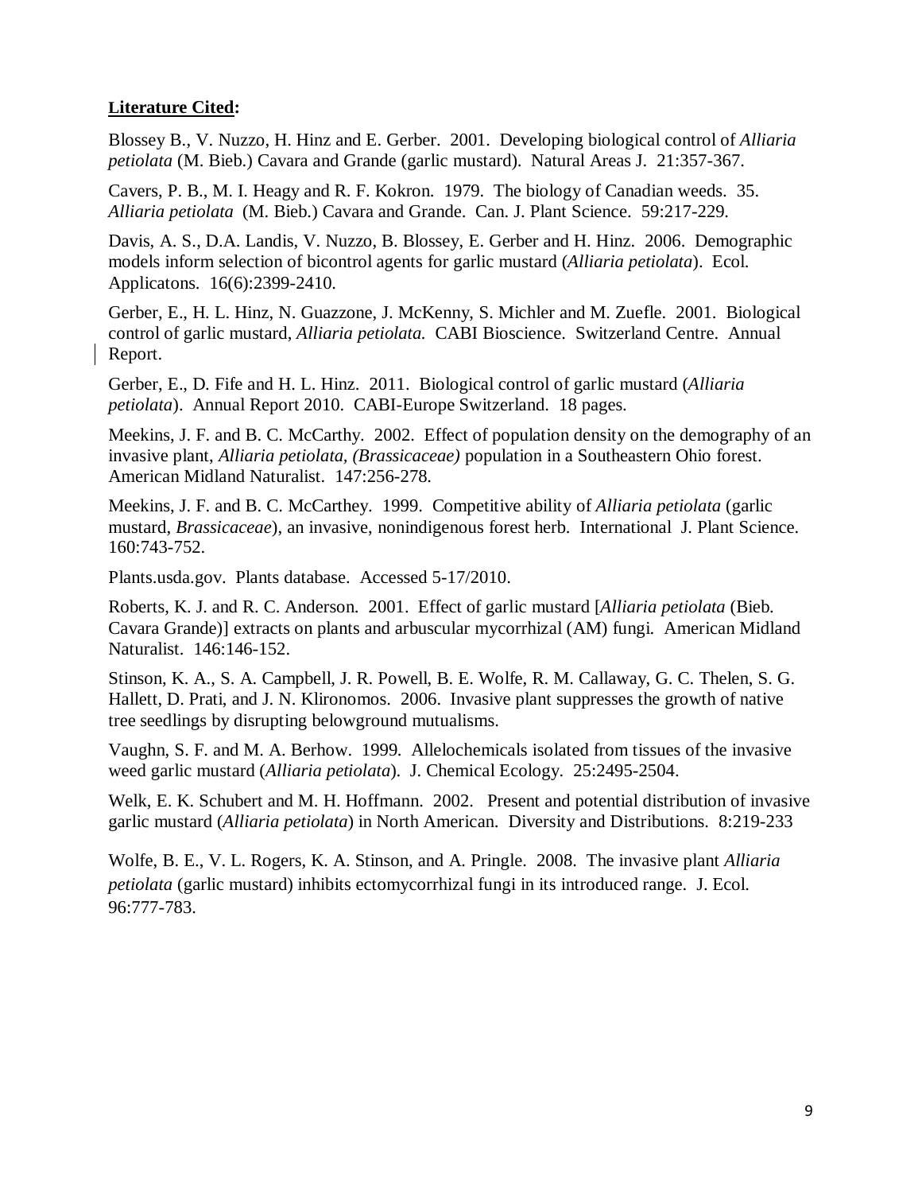**<u>Literature Cited</u>:**

Blossey B., V. Nuzzo, H. Hinz and E. Gerber. 2001. Developing biological control of *Alliaria petiolata* (M. Bieb.) Cavara and Grande (garlic mustard). Natural Areas J. 21:357-367.

Cavers, P. B., M. I. Heagy and R. F. Kokron. 1979. The biology of Canadian weeds. 35. *Alliaria petiolata* (M. Bieb.) Cavara and Grande. Can. J. Plant Science. 59:217-229.

Davis, A. S., D.A. Landis, V. Nuzzo, B. Blossey, E. Gerber and H. Hinz. 2006. Demographic models inform selection of bicontrol agents for garlic mustard (*Alliaria petiolata*). Ecol. Applicatons. 16(6):2399-2410.

Gerber, E., H. L. Hinz, N. Guazzone, J. McKenny, S. Michler and M. Zuefle. 2001. Biological control of garlic mustard, *Alliaria petiolata.* CABI Bioscience. Switzerland Centre. Annual Report.

Gerber, E., D. Fife and H. L. Hinz. 2011. Biological control of garlic mustard (*Alliaria petiolata*). Annual Report 2010. CABI-Europe Switzerland. 18 pages.

Meekins, J. F. and B. C. McCarthy. 2002. Effect of population density on the demography of an invasive plant, *Alliaria petiolata, (Brassicaceae)* population in a Southeastern Ohio forest. American Midland Naturalist. 147:256-278.

Meekins, J. F. and B. C. McCarthey. 1999. Competitive ability of *Alliaria petiolata* (garlic mustard, *Brassicaceae*), an invasive, nonindigenous forest herb. International J. Plant Science. 160:743-752.

Plants.usda.gov. Plants database. Accessed 5-17/2010.

Roberts, K. J. and R. C. Anderson. 2001. Effect of garlic mustard [*Alliaria petiolata* (Bieb. Cavara Grande)] extracts on plants and arbuscular mycorrhizal (AM) fungi. American Midland Naturalist. 146:146-152.

Stinson, K. A., S. A. Campbell, J. R. Powell, B. E. Wolfe, R. M. Callaway, G. C. Thelen, S. G. Hallett, D. Prati, and J. N. Klironomos. 2006. Invasive plant suppresses the growth of native tree seedlings by disrupting belowground mutualisms.

Vaughn, S. F. and M. A. Berhow. 1999. Allelochemicals isolated from tissues of the invasive weed garlic mustard (*Alliaria petiolata*). J. Chemical Ecology. 25:2495-2504.

Welk, E. K. Schubert and M. H. Hoffmann. 2002. Present and potential distribution of invasive garlic mustard (*Alliaria petiolata*) in North American. Diversity and Distributions. 8:219-233

Wolfe, B. E., V. L. Rogers, K. A. Stinson, and A. Pringle. 2008. The invasive plant *Alliaria petiolata* (garlic mustard) inhibits ectomycorrhizal fungi in its introduced range. J. Ecol. 96:777-783.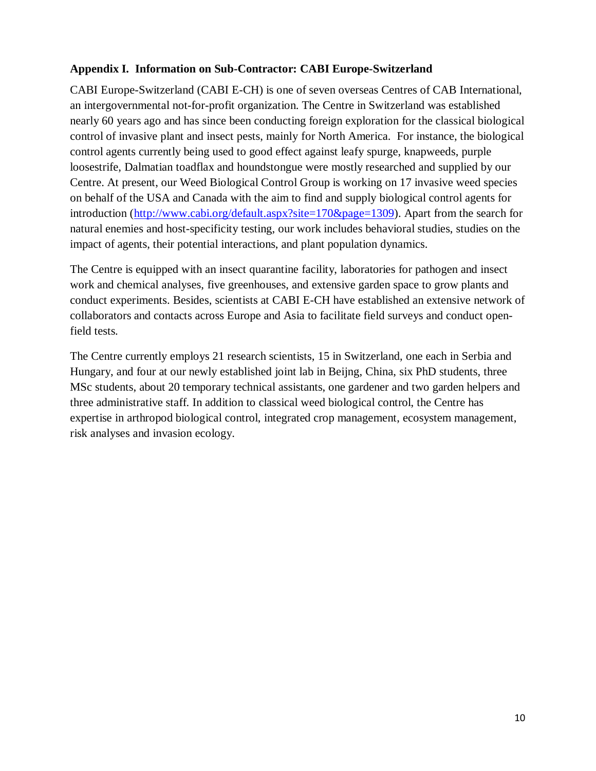**Appendix I. Information on Sub-Contractor: CABI Europe-Switzerland**

CABI Europe-Switzerland (CABI E-CH) is one of seven overseas Centres of CAB International, an intergovernmental not-for-profit organization. The Centre in Switzerland was established nearly 60 years ago and has since been conducting foreign exploration for the classical biological control of invasive plant and insect pests, mainly for North America. For instance, the biological control agents currently being used to good effect against leafy spurge, knapweeds, purple loosestrife, Dalmatian toadflax and houndstongue were mostly researched and supplied by our Centre. At present, our Weed Biological Control Group is working on 17 invasive weed species on behalf of the USA and Canada with the aim to find and supply biological control agents for introduction ([http://www.cabi.org/default.aspx?site=170&page=1309](http://www.cabi.org/default.aspx?site=170&page=1309)). Apart from the search for natural enemies and host-specificity testing, our work includes behavioral studies, studies on the impact of agents, their potential interactions, and plant population dynamics.

The Centre is equipped with an insect quarantine facility, laboratories for pathogen and insect work and chemical analyses, five greenhouses, and extensive garden space to grow plants and conduct experiments. Besides, scientists at CABI E-CH have established an extensive network of collaborators and contacts across Europe and Asia to facilitate field surveys and conduct open-field tests.

The Centre currently employs 21 research scientists, 15 in Switzerland, one each in Serbia and Hungary, and four at our newly established joint lab in Beijng, China, six PhD students, three MSc students, about 20 temporary technical assistants, one gardener and two garden helpers and three administrative staff. In addition to classical weed biological control, the Centre has expertise in arthropod biological control, integrated crop management, ecosystem management, risk analyses and invasion ecology.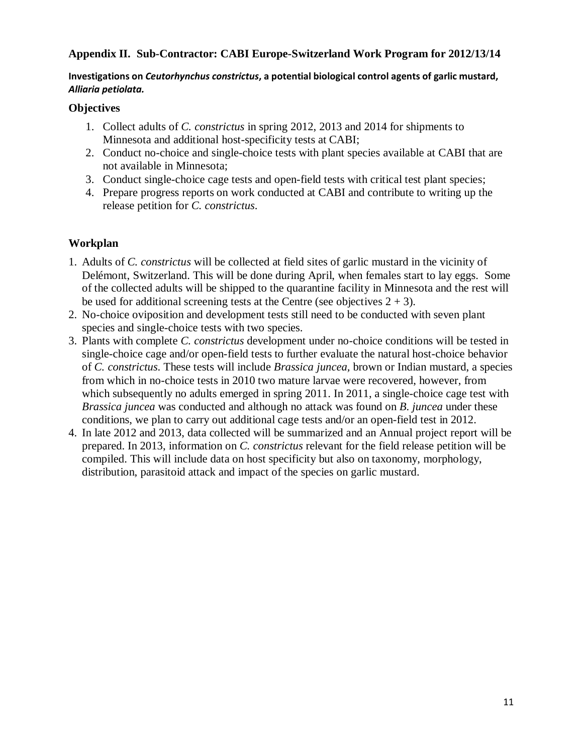## Appendix II. Sub-Contractor: CABI Europe-Switzerland Work Program for 2012/13/14

**Investigations on *Ceutorhynchus constrictus*, a potential biological control agents of garlic mustard, *Alliaria petiolata.***

### Objectives

1. Collect adults of *C. constrictus* in spring 2012, 2013 and 2014 for shipments to Minnesota and additional host-specificity tests at CABI;
2. Conduct no-choice and single-choice tests with plant species available at CABI that are not available in Minnesota;
3. Conduct single-choice cage tests and open-field tests with critical test plant species;
4. Prepare progress reports on work conducted at CABI and contribute to writing up the release petition for *C. constrictus*.

### Workplan

1. Adults of *C. constrictus* will be collected at field sites of garlic mustard in the vicinity of Delémont, Switzerland. This will be done during April, when females start to lay eggs. Some of the collected adults will be shipped to the quarantine facility in Minnesota and the rest will be used for additional screening tests at the Centre (see objectives 2 + 3).
2. No-choice oviposition and development tests still need to be conducted with seven plant species and single-choice tests with two species.
3. Plants with complete *C. constrictus* development under no-choice conditions will be tested in single-choice cage and/or open-field tests to further evaluate the natural host-choice behavior of *C. constrictus.* These tests will include *Brassica juncea,* brown or Indian mustard, a species from which in no-choice tests in 2010 two mature larvae were recovered, however, from which subsequently no adults emerged in spring 2011. In 2011, a single-choice cage test with *Brassica juncea* was conducted and although no attack was found on *B. juncea* under these conditions, we plan to carry out additional cage tests and/or an open-field test in 2012.
4. In late 2012 and 2013, data collected will be summarized and an Annual project report will be prepared. In 2013, information on *C. constrictus* relevant for the field release petition will be compiled. This will include data on host specificity but also on taxonomy, morphology, distribution, parasitoid attack and impact of the species on garlic mustard.